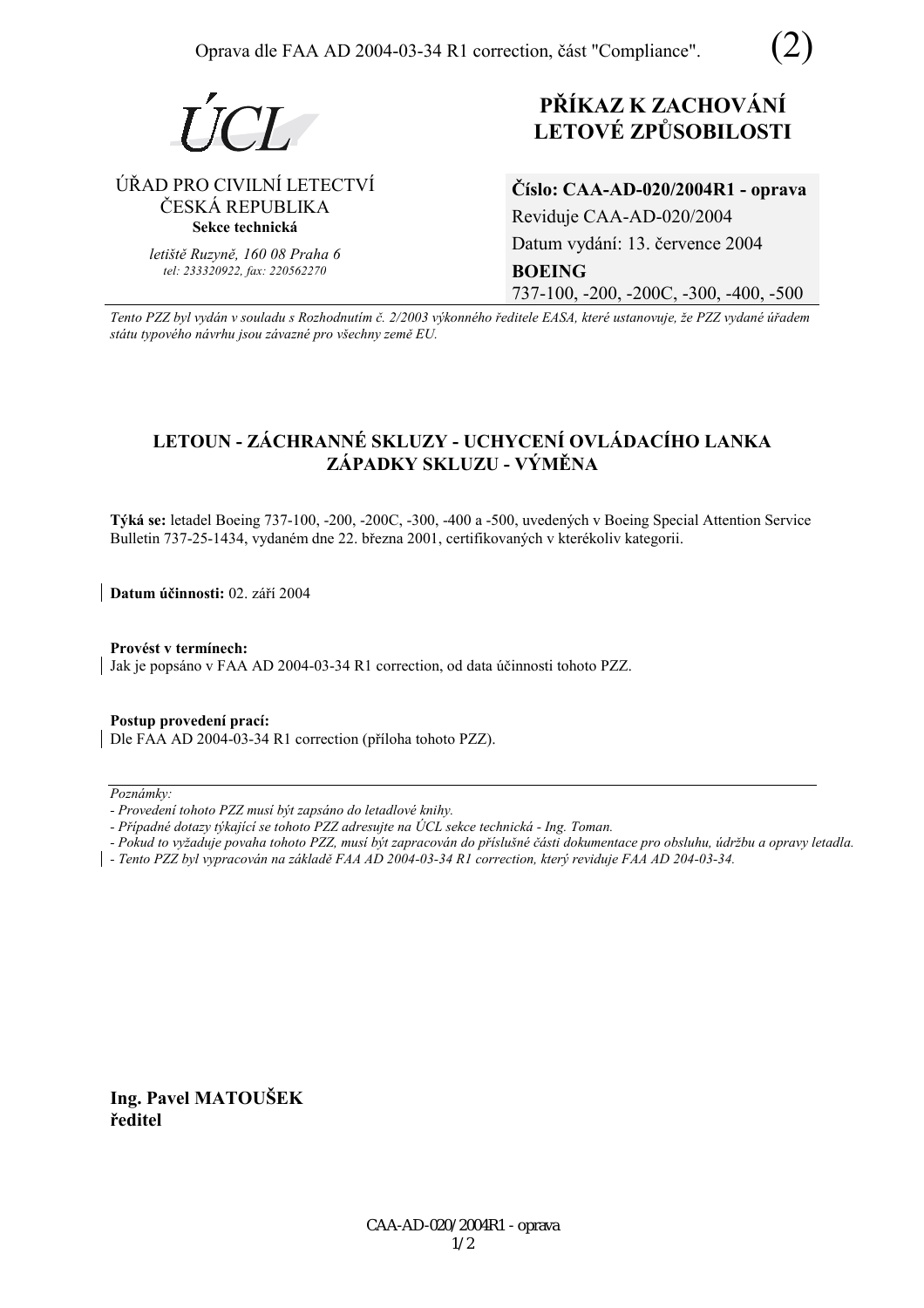Oprava dle FAA AD 2004-03-34 R1 correction, část "Compliance". (2)

ÚCL

ÚŘAD PRO CIVILNÍ LETECTVÍ
ČESKÁ REPUBLIKA
**Sekce technická**

*letiště Ruzyně, 160 08 Praha 6*
*tel: 233320922, fax: 220562270*

# PŘÍKAZ K ZACHOVÁNÍ LETOVÉ ZPŮSOBILOSTI

**Číslo: CAA-AD-020/2004R1 - oprava**
Reviduje CAA-AD-020/2004
Datum vydání: 13. července 2004
**BOEING**
737-100, -200, -200C, -300, -400, -500

*Tento PZZ byl vydán v souladu s Rozhodnutím č. 2/2003 výkonného ředitele EASA, které ustanovuje, že PZZ vydané úřadem státu typového návrhu jsou závazné pro všechny země EU.*

## LETOUN - ZÁCHRANNÉ SKLUZY - UCHYCENÍ OVLÁDACÍHO LANKA ZÁPADKY SKLUZU - VÝMĚNA

**Týká se:** letadel Boeing 737-100, -200, -200C, -300, -400 a -500, uvedených v Boeing Special Attention Service Bulletin 737-25-1434, vydaném dne 22. března 2001, certifikovaných v kterékoliv kategorii.

**Datum účinnosti:** 02. září 2004

**Provést v termínech:**
Jak je popsáno v FAA AD 2004-03-34 R1 correction, od data účinnosti tohoto PZZ.

**Postup provedení prací:**
Dle FAA AD 2004-03-34 R1 correction (příloha tohoto PZZ).

---

*Poznámky:*
*- Provedení tohoto PZZ musí být zapsáno do letadlové knihy.*
*- Případné dotazy týkající se tohoto PZZ adresujte na ÚCL sekce technická - Ing. Toman.*
*- Pokud to vyžaduje povaha tohoto PZZ, musí být zapracován do příslušné části dokumentace pro obsluhu, údržbu a opravy letadla.*
*- Tento PZZ byl vypracován na základě FAA AD 2004-03-34 R1 correction, který reviduje FAA AD 204-03-34.*

**Ing. Pavel MATOUŠEK**
**ředitel**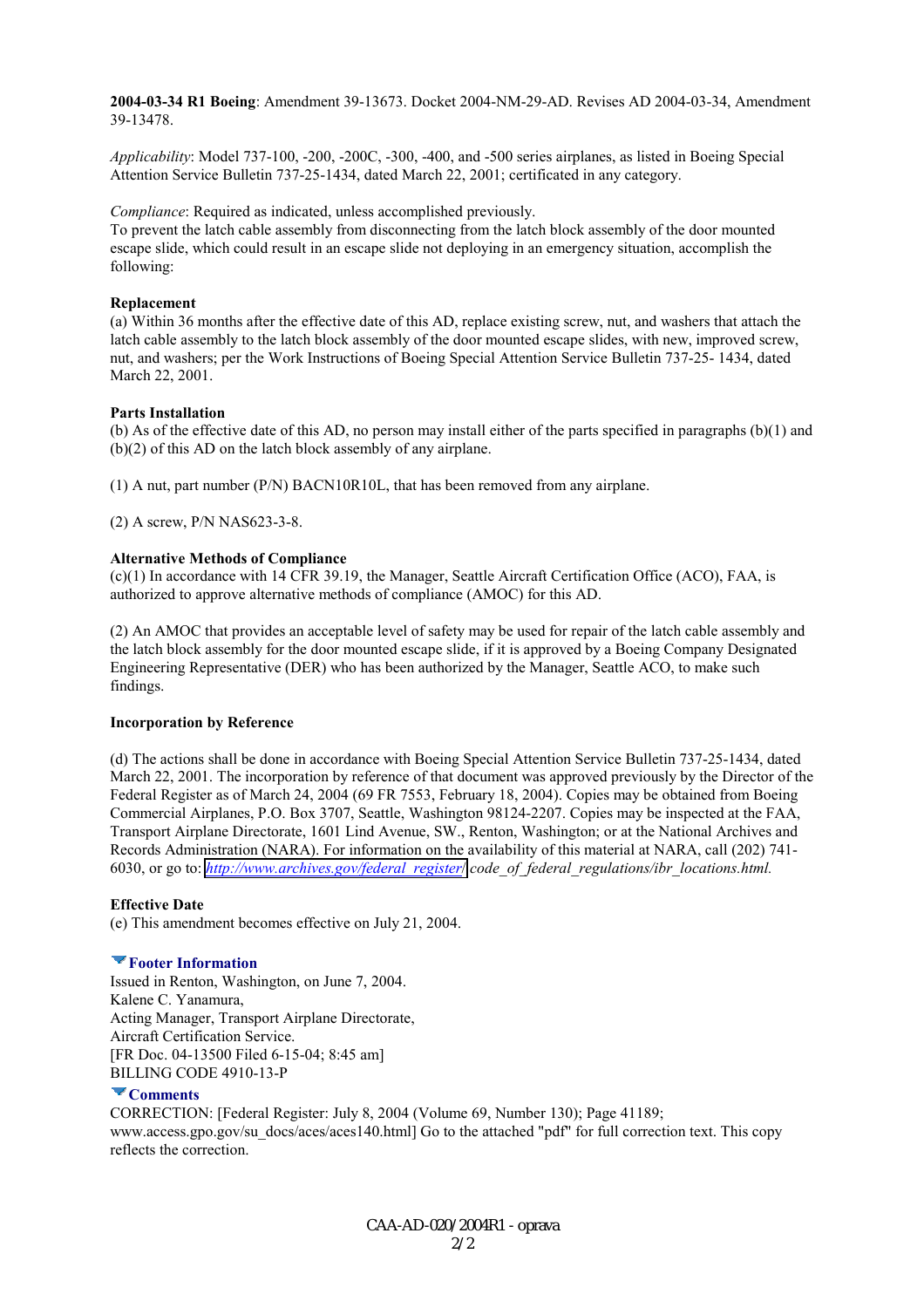**2004-03-34 R1 Boeing**: Amendment 39-13673. Docket 2004-NM-29-AD. Revises AD 2004-03-34, Amendment 39-13478.

*Applicability*: Model 737-100, -200, -200C, -300, -400, and -500 series airplanes, as listed in Boeing Special Attention Service Bulletin 737-25-1434, dated March 22, 2001; certificated in any category.

*Compliance*: Required as indicated, unless accomplished previously.
To prevent the latch cable assembly from disconnecting from the latch block assembly of the door mounted escape slide, which could result in an escape slide not deploying in an emergency situation, accomplish the following:

**Replacement**
(a) Within 36 months after the effective date of this AD, replace existing screw, nut, and washers that attach the latch cable assembly to the latch block assembly of the door mounted escape slides, with new, improved screw, nut, and washers; per the Work Instructions of Boeing Special Attention Service Bulletin 737-25- 1434, dated March 22, 2001.

**Parts Installation**
(b) As of the effective date of this AD, no person may install either of the parts specified in paragraphs (b)(1) and (b)(2) of this AD on the latch block assembly of any airplane.

(1) A nut, part number (P/N) BACN10R10L, that has been removed from any airplane.

(2) A screw, P/N NAS623-3-8.

**Alternative Methods of Compliance**
(c)(1) In accordance with 14 CFR 39.19, the Manager, Seattle Aircraft Certification Office (ACO), FAA, is authorized to approve alternative methods of compliance (AMOC) for this AD.

(2) An AMOC that provides an acceptable level of safety may be used for repair of the latch cable assembly and the latch block assembly for the door mounted escape slide, if it is approved by a Boeing Company Designated Engineering Representative (DER) who has been authorized by the Manager, Seattle ACO, to make such findings.

**Incorporation by Reference**

(d) The actions shall be done in accordance with Boeing Special Attention Service Bulletin 737-25-1434, dated March 22, 2001. The incorporation by reference of that document was approved previously by the Director of the Federal Register as of March 24, 2004 (69 FR 7553, February 18, 2004). Copies may be obtained from Boeing Commercial Airplanes, P.O. Box 3707, Seattle, Washington 98124-2207. Copies may be inspected at the FAA, Transport Airplane Directorate, 1601 Lind Avenue, SW., Renton, Washington; or at the National Archives and Records Administration (NARA). For information on the availability of this material at NARA, call (202) 741-6030, or go to: *http://www.archives.gov/federal_register/code_of_federal_regulations/ibr_locations.html.*

**Effective Date**
(e) This amendment becomes effective on July 21, 2004.

**Footer Information**
Issued in Renton, Washington, on June 7, 2004.
Kalene C. Yanamura,
Acting Manager, Transport Airplane Directorate,
Aircraft Certification Service.
[FR Doc. 04-13500 Filed 6-15-04; 8:45 am]
BILLING CODE 4910-13-P

**Comments**
CORRECTION: [Federal Register: July 8, 2004 (Volume 69, Number 130); Page 41189; www.access.gpo.gov/su_docs/aces/aces140.html] Go to the attached "pdf" for full correction text. This copy reflects the correction.

CAA-AD-020/2004R1 - oprava